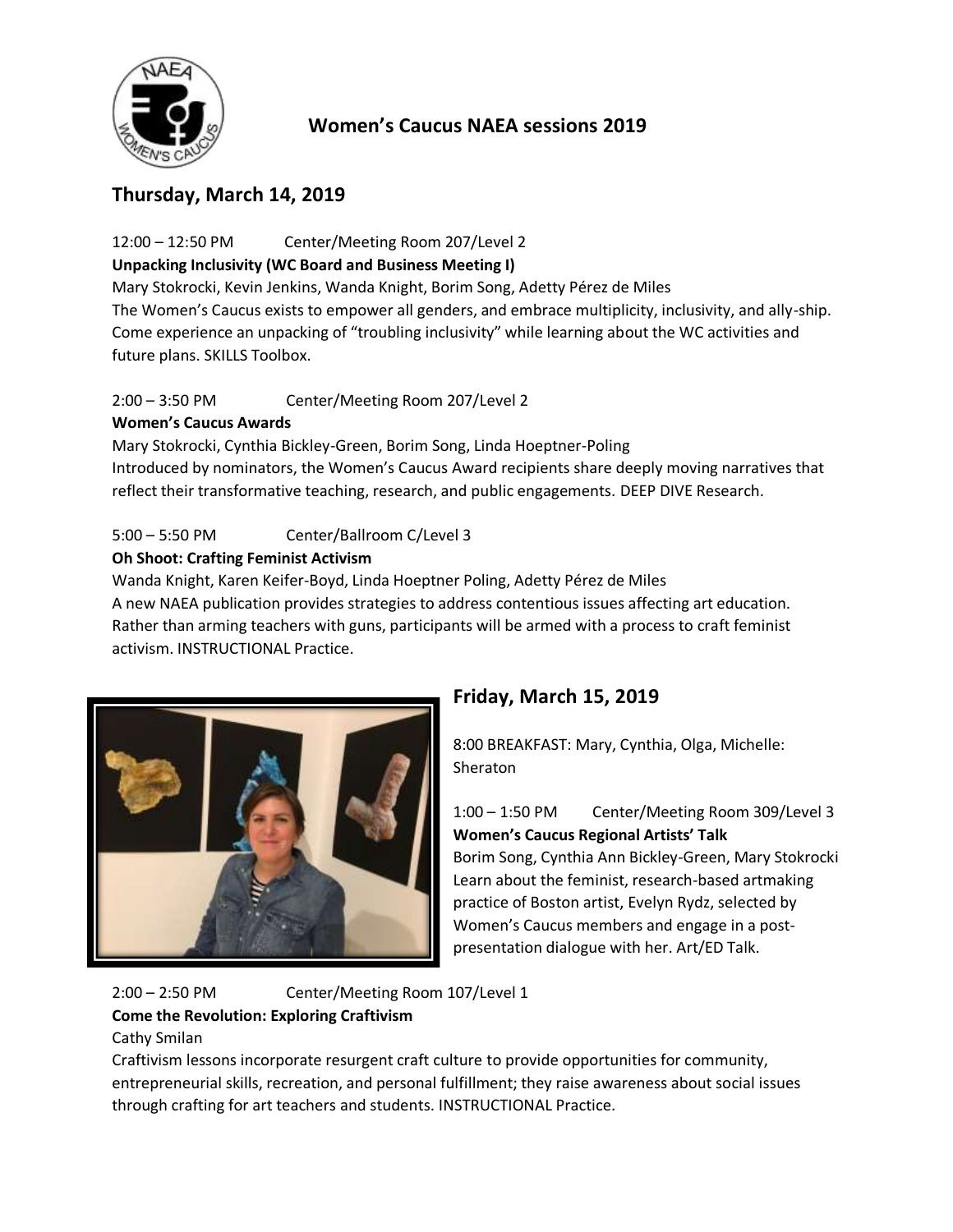# Women's Caucus NAEA sessions 2019

## Thursday, March 14, 2019

12:00 – 12:50 PM Center/Meeting Room 207/Level 2

**Unpacking Inclusivity (WC Board and Business Meeting I)**

Mary Stokrocki, Kevin Jenkins, Wanda Knight, Borim Song, Adetty Pérez de Miles

The Women's Caucus exists to empower all genders, and embrace multiplicity, inclusivity, and ally-ship. Come experience an unpacking of "troubling inclusivity" while learning about the WC activities and future plans. SKILLS Toolbox.

2:00 – 3:50 PM Center/Meeting Room 207/Level 2

**Women's Caucus Awards**

Mary Stokrocki, Cynthia Bickley-Green, Borim Song, Linda Hoeptner-Poling

Introduced by nominators, the Women's Caucus Award recipients share deeply moving narratives that reflect their transformative teaching, research, and public engagements. DEEP DIVE Research.

5:00 – 5:50 PM Center/Ballroom C/Level 3

**Oh Shoot: Crafting Feminist Activism**

Wanda Knight, Karen Keifer-Boyd, Linda Hoeptner Poling, Adetty Pérez de Miles

A new NAEA publication provides strategies to address contentious issues affecting art education. Rather than arming teachers with guns, participants will be armed with a process to craft feminist activism. INSTRUCTIONAL Practice.

## Friday, March 15, 2019

8:00 BREAKFAST: Mary, Cynthia, Olga, Michelle: Sheraton

1:00 – 1:50 PM Center/Meeting Room 309/Level 3

**Women's Caucus Regional Artists' Talk**

Borim Song, Cynthia Ann Bickley-Green, Mary Stokrocki

Learn about the feminist, research-based artmaking practice of Boston artist, Evelyn Rydz, selected by Women's Caucus members and engage in a post-presentation dialogue with her. Art/ED Talk.

2:00 – 2:50 PM Center/Meeting Room 107/Level 1

**Come the Revolution: Exploring Craftivism**

Cathy Smilan

Craftivism lessons incorporate resurgent craft culture to provide opportunities for community, entrepreneurial skills, recreation, and personal fulfillment; they raise awareness about social issues through crafting for art teachers and students. INSTRUCTIONAL Practice.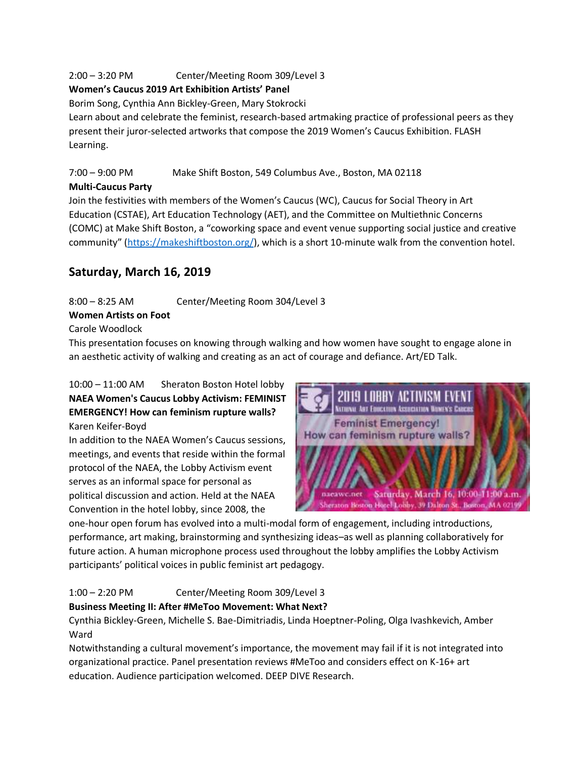2:00 – 3:20 PM Center/Meeting Room 309/Level 3

**Women's Caucus 2019 Art Exhibition Artists' Panel**

Borim Song, Cynthia Ann Bickley-Green, Mary Stokrocki

Learn about and celebrate the feminist, research-based artmaking practice of professional peers as they present their juror-selected artworks that compose the 2019 Women's Caucus Exhibition. FLASH Learning.

7:00 – 9:00 PM Make Shift Boston, 549 Columbus Ave., Boston, MA 02118

**Multi-Caucus Party**

Join the festivities with members of the Women's Caucus (WC), Caucus for Social Theory in Art Education (CSTAE), Art Education Technology (AET), and the Committee on Multiethnic Concerns (COMC) at Make Shift Boston, a "coworking space and event venue supporting social justice and creative community" (https://makeshiftboston.org/), which is a short 10-minute walk from the convention hotel.

## Saturday, March 16, 2019

8:00 – 8:25 AM Center/Meeting Room 304/Level 3

**Women Artists on Foot**

Carole Woodlock

This presentation focuses on knowing through walking and how women have sought to engage alone in an aesthetic activity of walking and creating as an act of courage and defiance. Art/ED Talk.

10:00 – 11:00 AM Sheraton Boston Hotel lobby

**NAEA Women's Caucus Lobby Activism: FEMINIST EMERGENCY! How can feminism rupture walls?**

Karen Keifer-Boyd

In addition to the NAEA Women's Caucus sessions, meetings, and events that reside within the formal protocol of the NAEA, the Lobby Activism event serves as an informal space for personal as political discussion and action. Held at the NAEA Convention in the hotel lobby, since 2008, the one-hour open forum has evolved into a multi-modal form of engagement, including introductions, performance, art making, brainstorming and synthesizing ideas–as well as planning collaboratively for future action. A human microphone process used throughout the lobby amplifies the Lobby Activism participants' political voices in public feminist art pedagogy.

1:00 – 2:20 PM Center/Meeting Room 309/Level 3

**Business Meeting II: After #MeToo Movement: What Next?**

Cynthia Bickley-Green, Michelle S. Bae-Dimitriadis, Linda Hoeptner-Poling, Olga Ivashkevich, Amber Ward

Notwithstanding a cultural movement's importance, the movement may fail if it is not integrated into organizational practice. Panel presentation reviews #MeToo and considers effect on K-16+ art education. Audience participation welcomed. DEEP DIVE Research.